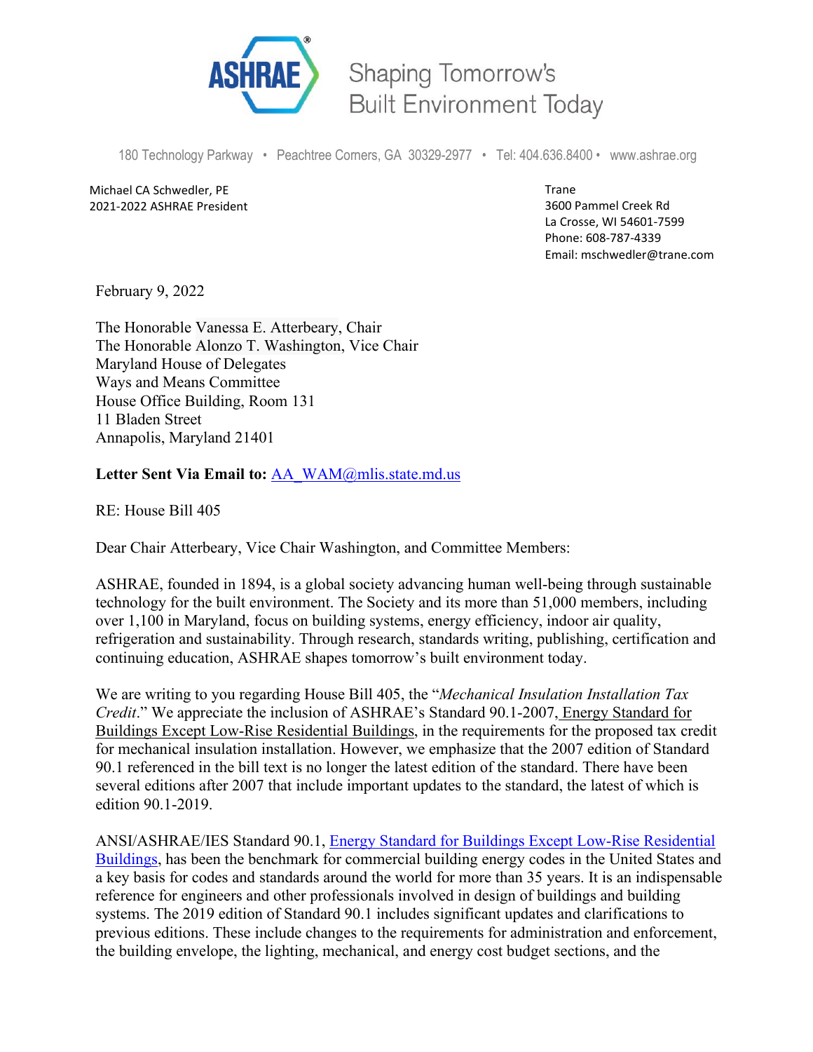ASHRAE Shaping Tomorrow's Built Environment Today

180 Technology Parkway • Peachtree Corners, GA 30329-2977 • Tel: 404.636.8400 • www.ashrae.org

Michael CA Schwedler, PE
2021-2022 ASHRAE President

Trane
3600 Pammel Creek Rd
La Crosse, WI 54601-7599
Phone: 608-787-4339
Email: mschwedler@trane.com

February 9, 2022

The Honorable Vanessa E. Atterbeary, Chair
The Honorable Alonzo T. Washington, Vice Chair
Maryland House of Delegates
Ways and Means Committee
House Office Building, Room 131
11 Bladen Street
Annapolis, Maryland 21401

**Letter Sent Via Email to:** AA_WAM@mlis.state.md.us

RE: House Bill 405

Dear Chair Atterbeary, Vice Chair Washington, and Committee Members:

ASHRAE, founded in 1894, is a global society advancing human well-being through sustainable technology for the built environment. The Society and its more than 51,000 members, including over 1,100 in Maryland, focus on building systems, energy efficiency, indoor air quality, refrigeration and sustainability. Through research, standards writing, publishing, certification and continuing education, ASHRAE shapes tomorrow's built environment today.

We are writing to you regarding House Bill 405, the "*Mechanical Insulation Installation Tax Credit*." We appreciate the inclusion of ASHRAE's Standard 90.1-2007, Energy Standard for Buildings Except Low-Rise Residential Buildings, in the requirements for the proposed tax credit for mechanical insulation installation. However, we emphasize that the 2007 edition of Standard 90.1 referenced in the bill text is no longer the latest edition of the standard. There have been several editions after 2007 that include important updates to the standard, the latest of which is edition 90.1-2019.

ANSI/ASHRAE/IES Standard 90.1, Energy Standard for Buildings Except Low-Rise Residential Buildings, has been the benchmark for commercial building energy codes in the United States and a key basis for codes and standards around the world for more than 35 years. It is an indispensable reference for engineers and other professionals involved in design of buildings and building systems. The 2019 edition of Standard 90.1 includes significant updates and clarifications to previous editions. These include changes to the requirements for administration and enforcement, the building envelope, the lighting, mechanical, and energy cost budget sections, and the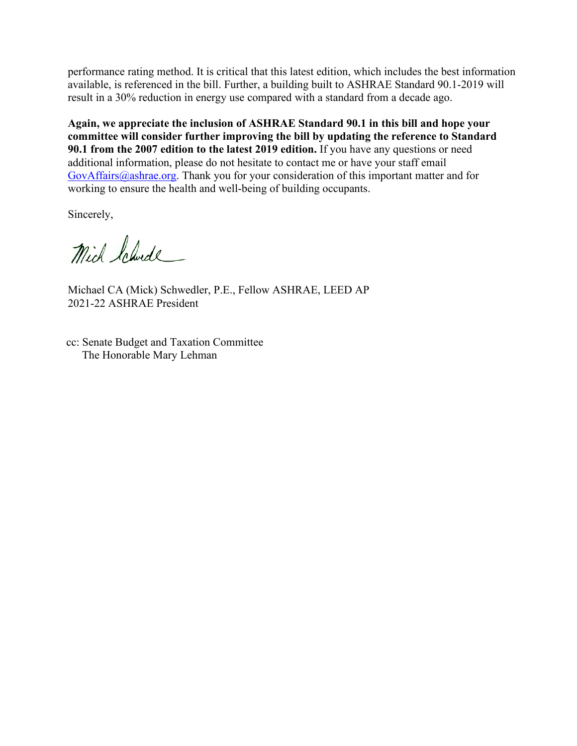performance rating method. It is critical that this latest edition, which includes the best information available, is referenced in the bill. Further, a building built to ASHRAE Standard 90.1-2019 will result in a 30% reduction in energy use compared with a standard from a decade ago.

**Again, we appreciate the inclusion of ASHRAE Standard 90.1 in this bill and hope your committee will consider further improving the bill by updating the reference to Standard 90.1 from the 2007 edition to the latest 2019 edition.** If you have any questions or need additional information, please do not hesitate to contact me or have your staff email GovAffairs@ashrae.org. Thank you for your consideration of this important matter and for working to ensure the health and well-being of building occupants.

Sincerely,

Mick Schwedler

Michael CA (Mick) Schwedler, P.E., Fellow ASHRAE, LEED AP
2021-22 ASHRAE President

cc: Senate Budget and Taxation Committee
The Honorable Mary Lehman